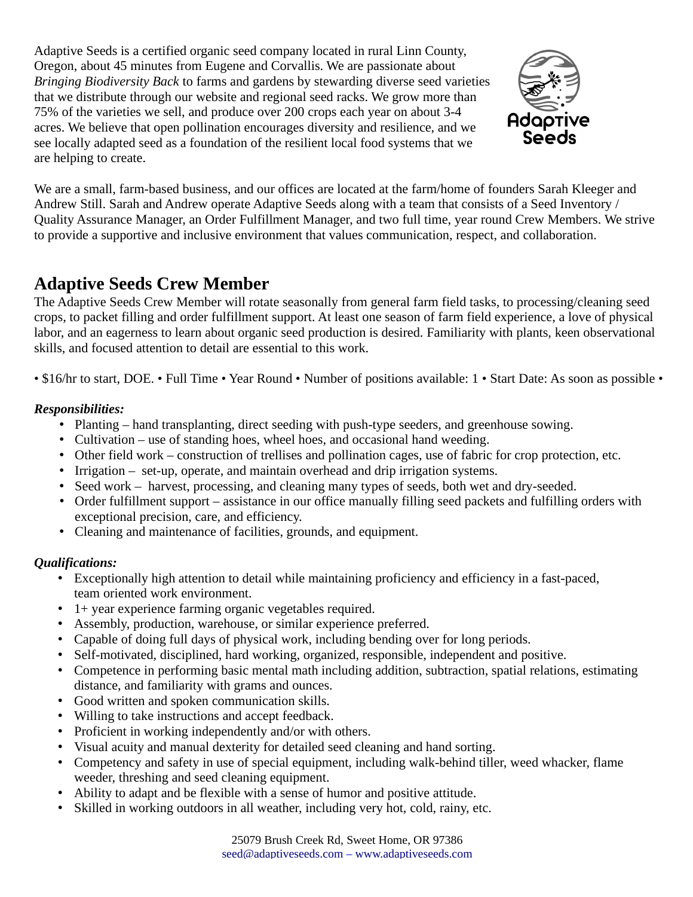Adaptive Seeds is a certified organic seed company located in rural Linn County, Oregon, about 45 minutes from Eugene and Corvallis. We are passionate about *Bringing Biodiversity Back* to farms and gardens by stewarding diverse seed varieties that we distribute through our website and regional seed racks. We grow more than 75% of the varieties we sell, and produce over 200 crops each year on about 3-4 acres. We believe that open pollination encourages diversity and resilience, and we see locally adapted seed as a foundation of the resilient local food systems that we are helping to create.

We are a small, farm-based business, and our offices are located at the farm/home of founders Sarah Kleeger and Andrew Still. Sarah and Andrew operate Adaptive Seeds along with a team that consists of a Seed Inventory / Quality Assurance Manager, an Order Fulfillment Manager, and two full time, year round Crew Members. We strive to provide a supportive and inclusive environment that values communication, respect, and collaboration.

## Adaptive Seeds Crew Member

The Adaptive Seeds Crew Member will rotate seasonally from general farm field tasks, to processing/cleaning seed crops, to packet filling and order fulfillment support. At least one season of farm field experience, a love of physical labor, and an eagerness to learn about organic seed production is desired. Familiarity with plants, keen observational skills, and focused attention to detail are essential to this work.

• $16/hr to start, DOE. • Full Time • Year Round • Number of positions available: 1 • Start Date: As soon as possible •

***Responsibilities:***

- Planting – hand transplanting, direct seeding with push-type seeders, and greenhouse sowing.
- Cultivation – use of standing hoes, wheel hoes, and occasional hand weeding.
- Other field work – construction of trellises and pollination cages, use of fabric for crop protection, etc.
- Irrigation – set-up, operate, and maintain overhead and drip irrigation systems.
- Seed work – harvest, processing, and cleaning many types of seeds, both wet and dry-seeded.
- Order fulfillment support – assistance in our office manually filling seed packets and fulfilling orders with exceptional precision, care, and efficiency.
- Cleaning and maintenance of facilities, grounds, and equipment.

***Qualifications:***

- Exceptionally high attention to detail while maintaining proficiency and efficiency in a fast-paced, team oriented work environment.
- 1+ year experience farming organic vegetables required.
- Assembly, production, warehouse, or similar experience preferred.
- Capable of doing full days of physical work, including bending over for long periods.
- Self-motivated, disciplined, hard working, organized, responsible, independent and positive.
- Competence in performing basic mental math including addition, subtraction, spatial relations, estimating distance, and familiarity with grams and ounces.
- Good written and spoken communication skills.
- Willing to take instructions and accept feedback.
- Proficient in working independently and/or with others.
- Visual acuity and manual dexterity for detailed seed cleaning and hand sorting.
- Competency and safety in use of special equipment, including walk-behind tiller, weed whacker, flame weeder, threshing and seed cleaning equipment.
- Ability to adapt and be flexible with a sense of humor and positive attitude.
- Skilled in working outdoors in all weather, including very hot, cold, rainy, etc.

25079 Brush Creek Rd, Sweet Home, OR 97386
seed@adaptiveseeds.com – www.adaptiveseeds.com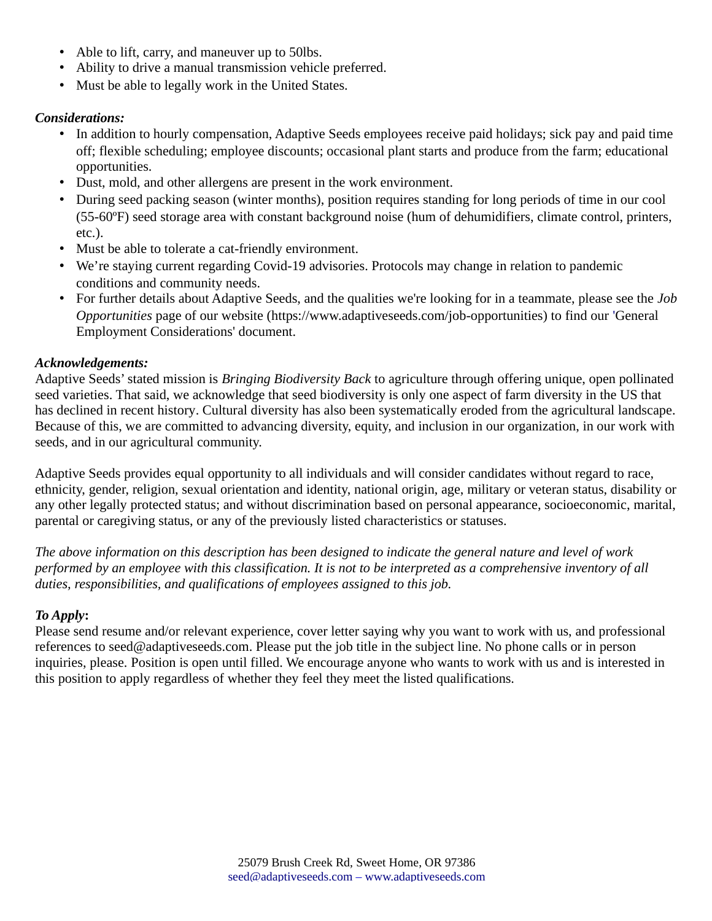- Able to lift, carry, and maneuver up to 50lbs.
- Ability to drive a manual transmission vehicle preferred.
- Must be able to legally work in the United States.

***Considerations:***

- In addition to hourly compensation, Adaptive Seeds employees receive paid holidays; sick pay and paid time off; flexible scheduling; employee discounts; occasional plant starts and produce from the farm; educational opportunities.
- Dust, mold, and other allergens are present in the work environment.
- During seed packing season (winter months), position requires standing for long periods of time in our cool (55-60ºF) seed storage area with constant background noise (hum of dehumidifiers, climate control, printers, etc.).
- Must be able to tolerate a cat-friendly environment.
- We're staying current regarding Covid-19 advisories. Protocols may change in relation to pandemic conditions and community needs.
- For further details about Adaptive Seeds, and the qualities we're looking for in a teammate, please see the *Job Opportunities* page of our website (https://www.adaptiveseeds.com/job-opportunities) to find our 'General Employment Considerations' document.

***Acknowledgements:***

Adaptive Seeds' stated mission is *Bringing Biodiversity Back* to agriculture through offering unique, open pollinated seed varieties. That said, we acknowledge that seed biodiversity is only one aspect of farm diversity in the US that has declined in recent history. Cultural diversity has also been systematically eroded from the agricultural landscape. Because of this, we are committed to advancing diversity, equity, and inclusion in our organization, in our work with seeds, and in our agricultural community.

Adaptive Seeds provides equal opportunity to all individuals and will consider candidates without regard to race, ethnicity, gender, religion, sexual orientation and identity, national origin, age, military or veteran status, disability or any other legally protected status; and without discrimination based on personal appearance, socioeconomic, marital, parental or caregiving status, or any of the previously listed characteristics or statuses.

*The above information on this description has been designed to indicate the general nature and level of work performed by an employee with this classification. It is not to be interpreted as a comprehensive inventory of all duties, responsibilities, and qualifications of employees assigned to this job.*

***To Apply*:**

Please send resume and/or relevant experience, cover letter saying why you want to work with us, and professional references to seed@adaptiveseeds.com. Please put the job title in the subject line. No phone calls or in person inquiries, please. Position is open until filled. We encourage anyone who wants to work with us and is interested in this position to apply regardless of whether they feel they meet the listed qualifications.

25079 Brush Creek Rd, Sweet Home, OR 97386
seed@adaptiveseeds.com – www.adaptiveseeds.com